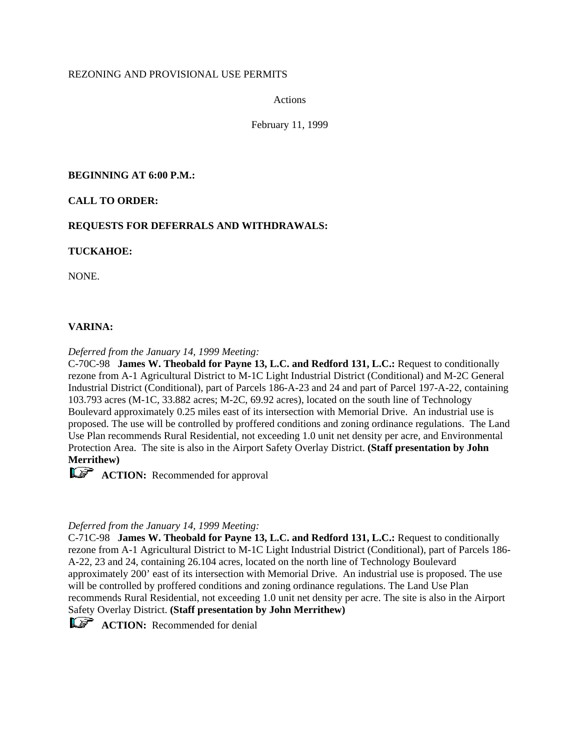REZONING AND PROVISIONAL USE PERMITS

Actions

February 11, 1999

**BEGINNING AT 6:00 P.M.:**

**CALL TO ORDER:**

**REQUESTS FOR DEFERRALS AND WITHDRAWALS:**

**TUCKAHOE:**

NONE.

**VARINA:**

*Deferred from the January 14, 1999 Meeting:*
C-70C-98 **James W. Theobald for Payne 13, L.C. and Redford 131, L.C.:** Request to conditionally rezone from A-1 Agricultural District to M-1C Light Industrial District (Conditional) and M-2C General Industrial District (Conditional), part of Parcels 186-A-23 and 24 and part of Parcel 197-A-22, containing 103.793 acres (M-1C, 33.882 acres; M-2C, 69.92 acres), located on the south line of Technology Boulevard approximately 0.25 miles east of its intersection with Memorial Drive. An industrial use is proposed. The use will be controlled by proffered conditions and zoning ordinance regulations. The Land Use Plan recommends Rural Residential, not exceeding 1.0 unit net density per acre, and Environmental Protection Area. The site is also in the Airport Safety Overlay District. **(Staff presentation by John Merrithew)**

**ACTION:** Recommended for approval

*Deferred from the January 14, 1999 Meeting:*
C-71C-98 **James W. Theobald for Payne 13, L.C. and Redford 131, L.C.:** Request to conditionally rezone from A-1 Agricultural District to M-1C Light Industrial District (Conditional), part of Parcels 186-A-22, 23 and 24, containing 26.104 acres, located on the north line of Technology Boulevard approximately 200' east of its intersection with Memorial Drive. An industrial use is proposed. The use will be controlled by proffered conditions and zoning ordinance regulations. The Land Use Plan recommends Rural Residential, not exceeding 1.0 unit net density per acre. The site is also in the Airport Safety Overlay District. **(Staff presentation by John Merrithew)**

**ACTION:** Recommended for denial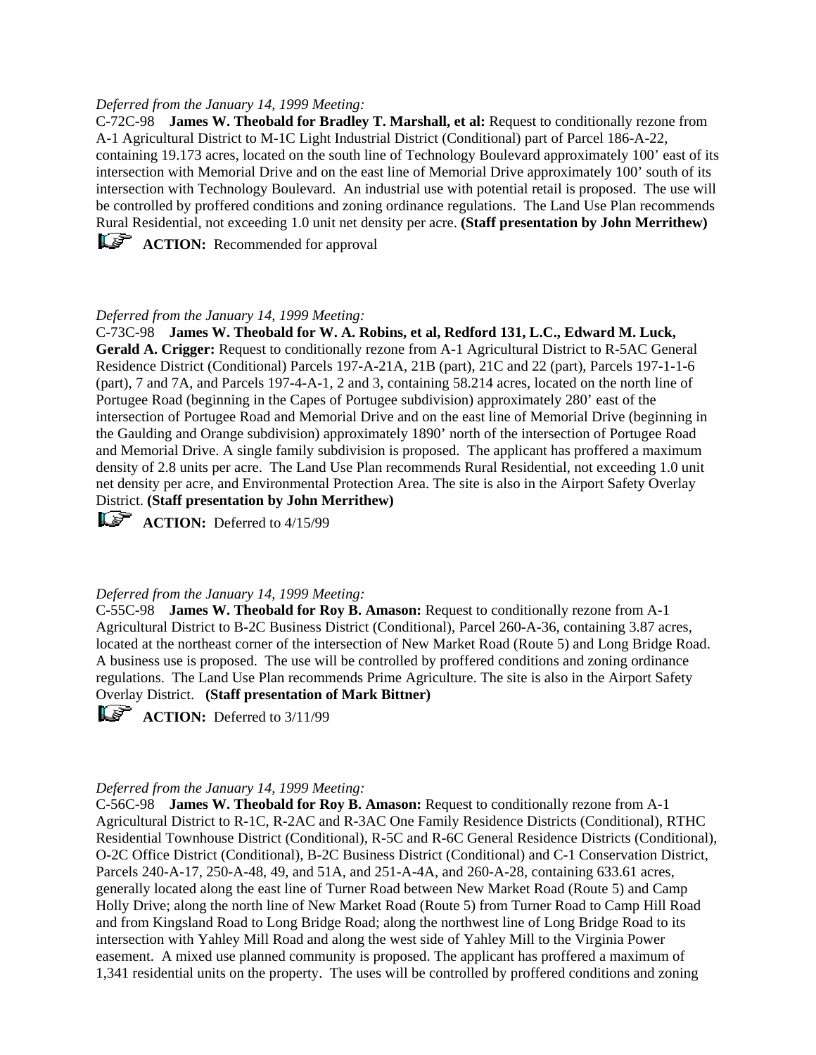*Deferred from the January 14, 1999 Meeting:*
C-72C-98 **James W. Theobald for Bradley T. Marshall, et al:** Request to conditionally rezone from A-1 Agricultural District to M-1C Light Industrial District (Conditional) part of Parcel 186-A-22, containing 19.173 acres, located on the south line of Technology Boulevard approximately 100' east of its intersection with Memorial Drive and on the east line of Memorial Drive approximately 100' south of its intersection with Technology Boulevard. An industrial use with potential retail is proposed. The use will be controlled by proffered conditions and zoning ordinance regulations. The Land Use Plan recommends Rural Residential, not exceeding 1.0 unit net density per acre. **(Staff presentation by John Merrithew)**

☞ **ACTION:** Recommended for approval

*Deferred from the January 14, 1999 Meeting:*
C-73C-98 **James W. Theobald for W. A. Robins, et al, Redford 131, L.C., Edward M. Luck, Gerald A. Crigger:** Request to conditionally rezone from A-1 Agricultural District to R-5AC General Residence District (Conditional) Parcels 197-A-21A, 21B (part), 21C and 22 (part), Parcels 197-1-1-6 (part), 7 and 7A, and Parcels 197-4-A-1, 2 and 3, containing 58.214 acres, located on the north line of Portugee Road (beginning in the Capes of Portugee subdivision) approximately 280' east of the intersection of Portugee Road and Memorial Drive and on the east line of Memorial Drive (beginning in the Gaulding and Orange subdivision) approximately 1890' north of the intersection of Portugee Road and Memorial Drive. A single family subdivision is proposed. The applicant has proffered a maximum density of 2.8 units per acre. The Land Use Plan recommends Rural Residential, not exceeding 1.0 unit net density per acre, and Environmental Protection Area. The site is also in the Airport Safety Overlay District. **(Staff presentation by John Merrithew)**

☞ **ACTION:** Deferred to 4/15/99

*Deferred from the January 14, 1999 Meeting:*
C-55C-98 **James W. Theobald for Roy B. Amason:** Request to conditionally rezone from A-1 Agricultural District to B-2C Business District (Conditional), Parcel 260-A-36, containing 3.87 acres, located at the northeast corner of the intersection of New Market Road (Route 5) and Long Bridge Road. A business use is proposed. The use will be controlled by proffered conditions and zoning ordinance regulations. The Land Use Plan recommends Prime Agriculture. The site is also in the Airport Safety Overlay District. **(Staff presentation of Mark Bittner)**

☞ **ACTION:** Deferred to 3/11/99

*Deferred from the January 14, 1999 Meeting:*
C-56C-98 **James W. Theobald for Roy B. Amason:** Request to conditionally rezone from A-1 Agricultural District to R-1C, R-2AC and R-3AC One Family Residence Districts (Conditional), RTHC Residential Townhouse District (Conditional), R-5C and R-6C General Residence Districts (Conditional), O-2C Office District (Conditional), B-2C Business District (Conditional) and C-1 Conservation District, Parcels 240-A-17, 250-A-48, 49, and 51A, and 251-A-4A, and 260-A-28, containing 633.61 acres, generally located along the east line of Turner Road between New Market Road (Route 5) and Camp Holly Drive; along the north line of New Market Road (Route 5) from Turner Road to Camp Hill Road and from Kingsland Road to Long Bridge Road; along the northwest line of Long Bridge Road to its intersection with Yahley Mill Road and along the west side of Yahley Mill to the Virginia Power easement. A mixed use planned community is proposed. The applicant has proffered a maximum of 1,341 residential units on the property. The uses will be controlled by proffered conditions and zoning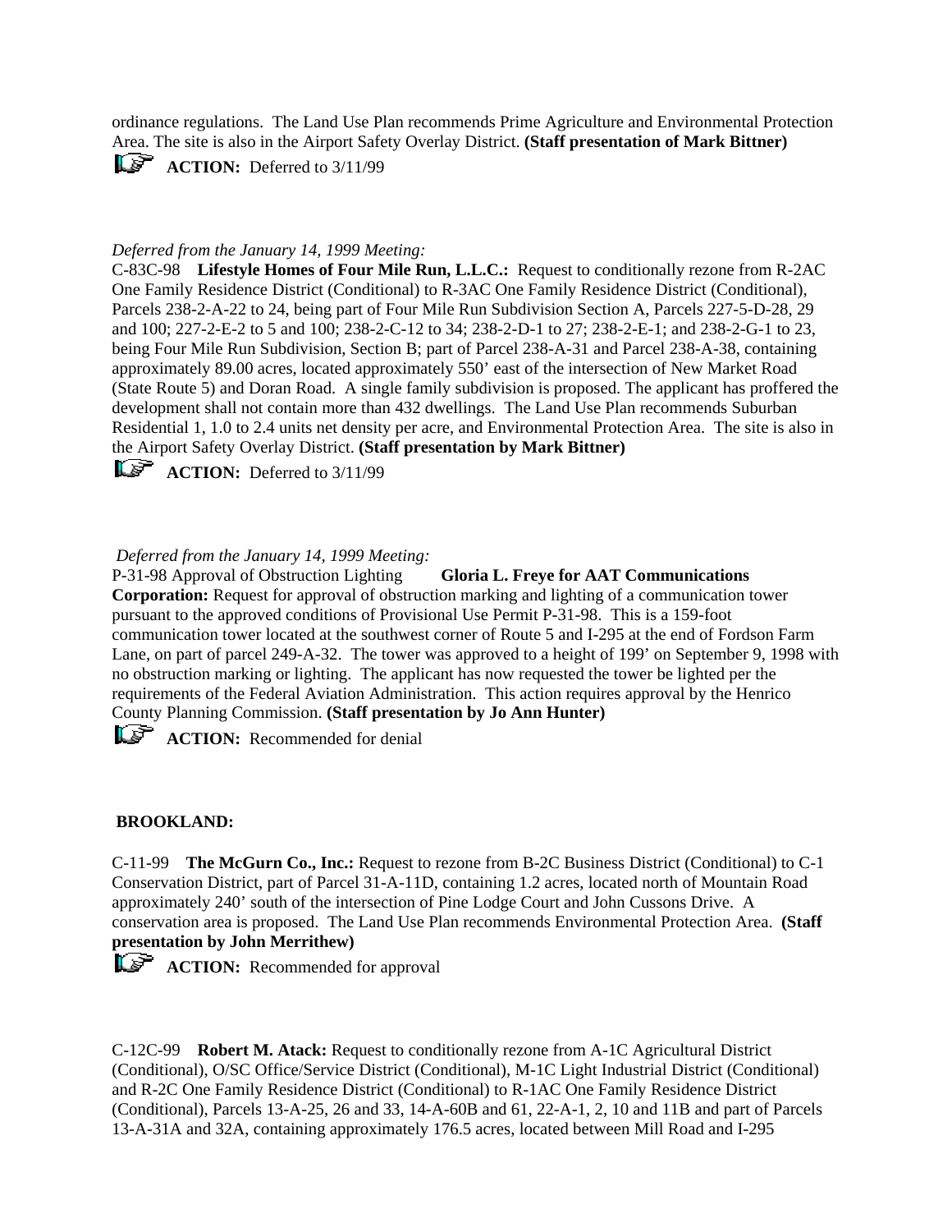ordinance regulations. The Land Use Plan recommends Prime Agriculture and Environmental Protection Area. The site is also in the Airport Safety Overlay District. **(Staff presentation of Mark Bittner)**

☞ **ACTION:** Deferred to 3/11/99

*Deferred from the January 14, 1999 Meeting:*

C-83C-98 **Lifestyle Homes of Four Mile Run, L.L.C.:** Request to conditionally rezone from R-2AC One Family Residence District (Conditional) to R-3AC One Family Residence District (Conditional), Parcels 238-2-A-22 to 24, being part of Four Mile Run Subdivision Section A, Parcels 227-5-D-28, 29 and 100; 227-2-E-2 to 5 and 100; 238-2-C-12 to 34; 238-2-D-1 to 27; 238-2-E-1; and 238-2-G-1 to 23, being Four Mile Run Subdivision, Section B; part of Parcel 238-A-31 and Parcel 238-A-38, containing approximately 89.00 acres, located approximately 550' east of the intersection of New Market Road (State Route 5) and Doran Road. A single family subdivision is proposed. The applicant has proffered the development shall not contain more than 432 dwellings. The Land Use Plan recommends Suburban Residential 1, 1.0 to 2.4 units net density per acre, and Environmental Protection Area. The site is also in the Airport Safety Overlay District. **(Staff presentation by Mark Bittner)**

☞ **ACTION:** Deferred to 3/11/99

*Deferred from the January 14, 1999 Meeting:*

P-31-98 Approval of Obstruction Lighting **Gloria L. Freye for AAT Communications Corporation:** Request for approval of obstruction marking and lighting of a communication tower pursuant to the approved conditions of Provisional Use Permit P-31-98. This is a 159-foot communication tower located at the southwest corner of Route 5 and I-295 at the end of Fordson Farm Lane, on part of parcel 249-A-32. The tower was approved to a height of 199' on September 9, 1998 with no obstruction marking or lighting. The applicant has now requested the tower be lighted per the requirements of the Federal Aviation Administration. This action requires approval by the Henrico County Planning Commission. **(Staff presentation by Jo Ann Hunter)**

☞ **ACTION:** Recommended for denial

**BROOKLAND:**

C-11-99 **The McGurn Co., Inc.:** Request to rezone from B-2C Business District (Conditional) to C-1 Conservation District, part of Parcel 31-A-11D, containing 1.2 acres, located north of Mountain Road approximately 240' south of the intersection of Pine Lodge Court and John Cussons Drive. A conservation area is proposed. The Land Use Plan recommends Environmental Protection Area. **(Staff presentation by John Merrithew)**

☞ **ACTION:** Recommended for approval

C-12C-99 **Robert M. Atack:** Request to conditionally rezone from A-1C Agricultural District (Conditional), O/SC Office/Service District (Conditional), M-1C Light Industrial District (Conditional) and R-2C One Family Residence District (Conditional) to R-1AC One Family Residence District (Conditional), Parcels 13-A-25, 26 and 33, 14-A-60B and 61, 22-A-1, 2, 10 and 11B and part of Parcels 13-A-31A and 32A, containing approximately 176.5 acres, located between Mill Road and I-295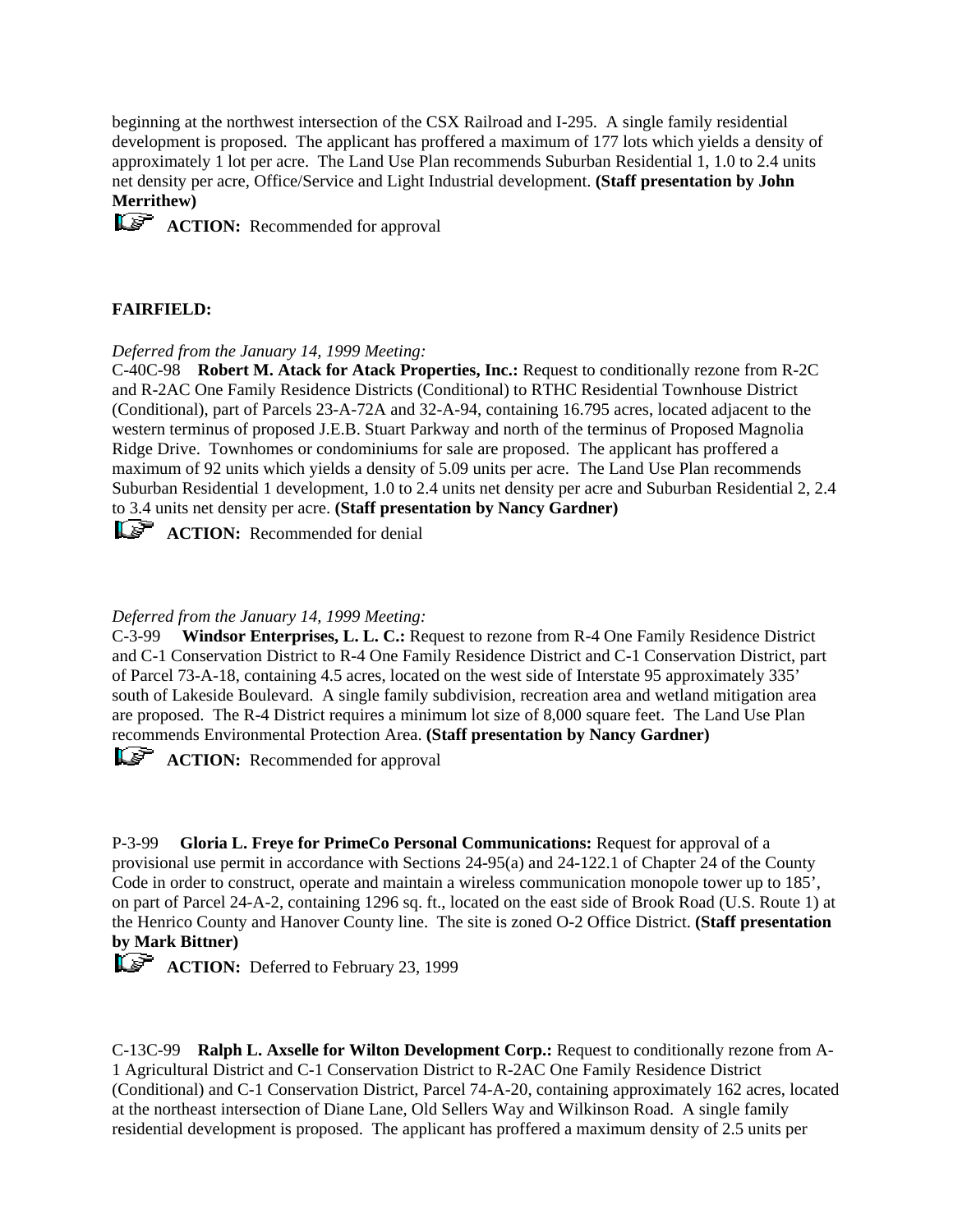beginning at the northwest intersection of the CSX Railroad and I-295. A single family residential development is proposed. The applicant has proffered a maximum of 177 lots which yields a density of approximately 1 lot per acre. The Land Use Plan recommends Suburban Residential 1, 1.0 to 2.4 units net density per acre, Office/Service and Light Industrial development. **(Staff presentation by John Merrithew)**

**ACTION:** Recommended for approval

**FAIRFIELD:**

*Deferred from the January 14, 1999 Meeting:*
C-40C-98 **Robert M. Atack for Atack Properties, Inc.:** Request to conditionally rezone from R-2C and R-2AC One Family Residence Districts (Conditional) to RTHC Residential Townhouse District (Conditional), part of Parcels 23-A-72A and 32-A-94, containing 16.795 acres, located adjacent to the western terminus of proposed J.E.B. Stuart Parkway and north of the terminus of Proposed Magnolia Ridge Drive. Townhomes or condominiums for sale are proposed. The applicant has proffered a maximum of 92 units which yields a density of 5.09 units per acre. The Land Use Plan recommends Suburban Residential 1 development, 1.0 to 2.4 units net density per acre and Suburban Residential 2, 2.4 to 3.4 units net density per acre. **(Staff presentation by Nancy Gardner)**

**ACTION:** Recommended for denial

*Deferred from the January 14, 1999 Meeting:*
C-3-99 **Windsor Enterprises, L. L. C.:** Request to rezone from R-4 One Family Residence District and C-1 Conservation District to R-4 One Family Residence District and C-1 Conservation District, part of Parcel 73-A-18, containing 4.5 acres, located on the west side of Interstate 95 approximately 335' south of Lakeside Boulevard. A single family subdivision, recreation area and wetland mitigation area are proposed. The R-4 District requires a minimum lot size of 8,000 square feet. The Land Use Plan recommends Environmental Protection Area. **(Staff presentation by Nancy Gardner)**

**ACTION:** Recommended for approval

P-3-99 **Gloria L. Freye for PrimeCo Personal Communications:** Request for approval of a provisional use permit in accordance with Sections 24-95(a) and 24-122.1 of Chapter 24 of the County Code in order to construct, operate and maintain a wireless communication monopole tower up to 185', on part of Parcel 24-A-2, containing 1296 sq. ft., located on the east side of Brook Road (U.S. Route 1) at the Henrico County and Hanover County line. The site is zoned O-2 Office District. **(Staff presentation by Mark Bittner)**

**ACTION:** Deferred to February 23, 1999

C-13C-99 **Ralph L. Axselle for Wilton Development Corp.:** Request to conditionally rezone from A-1 Agricultural District and C-1 Conservation District to R-2AC One Family Residence District (Conditional) and C-1 Conservation District, Parcel 74-A-20, containing approximately 162 acres, located at the northeast intersection of Diane Lane, Old Sellers Way and Wilkinson Road. A single family residential development is proposed. The applicant has proffered a maximum density of 2.5 units per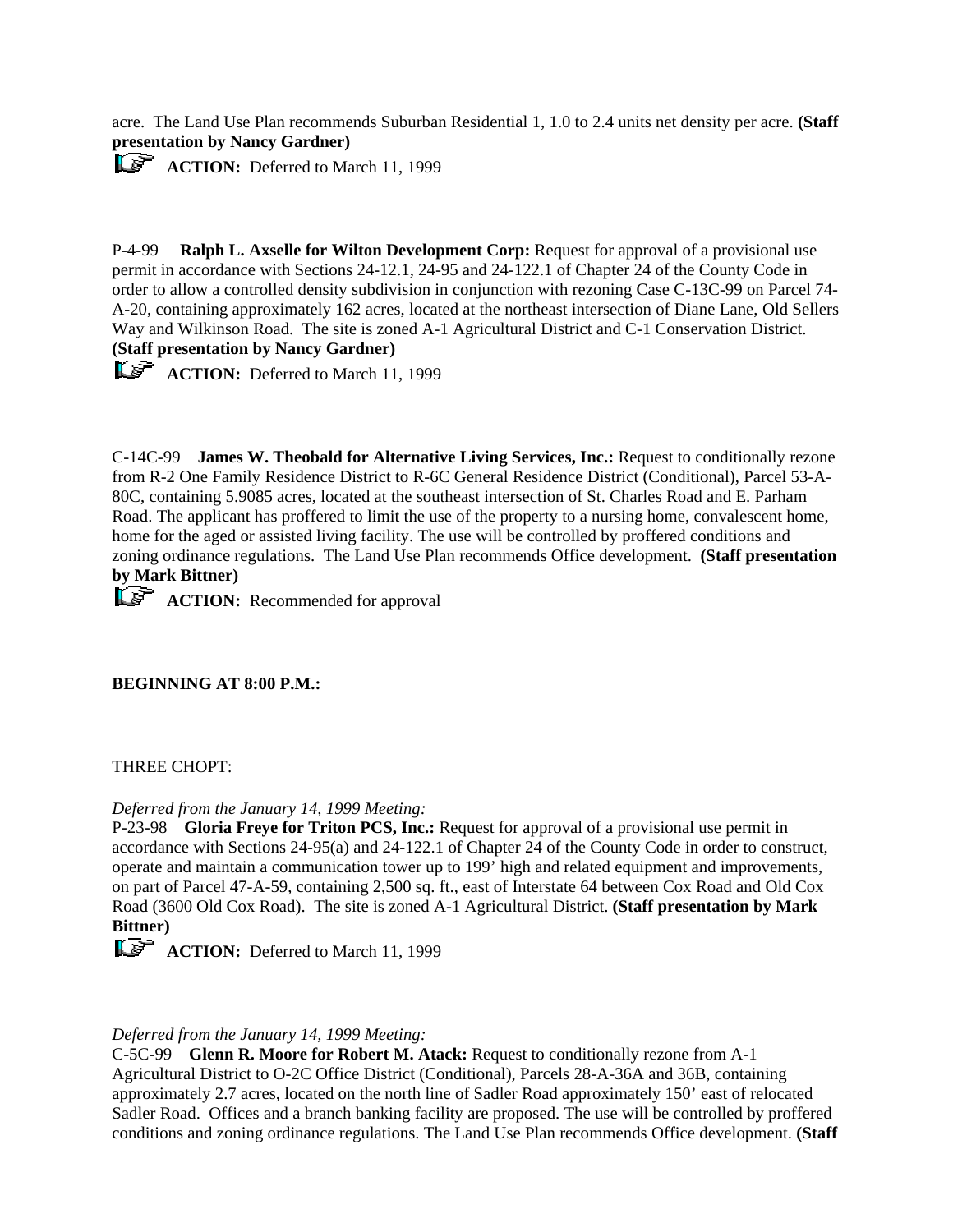acre. The Land Use Plan recommends Suburban Residential 1, 1.0 to 2.4 units net density per acre. **(Staff presentation by Nancy Gardner)**

☞ **ACTION:** Deferred to March 11, 1999

P-4-99 **Ralph L. Axselle for Wilton Development Corp:** Request for approval of a provisional use permit in accordance with Sections 24-12.1, 24-95 and 24-122.1 of Chapter 24 of the County Code in order to allow a controlled density subdivision in conjunction with rezoning Case C-13C-99 on Parcel 74-A-20, containing approximately 162 acres, located at the northeast intersection of Diane Lane, Old Sellers Way and Wilkinson Road. The site is zoned A-1 Agricultural District and C-1 Conservation District. **(Staff presentation by Nancy Gardner)**

☞ **ACTION:** Deferred to March 11, 1999

C-14C-99 **James W. Theobald for Alternative Living Services, Inc.:** Request to conditionally rezone from R-2 One Family Residence District to R-6C General Residence District (Conditional), Parcel 53-A-80C, containing 5.9085 acres, located at the southeast intersection of St. Charles Road and E. Parham Road. The applicant has proffered to limit the use of the property to a nursing home, convalescent home, home for the aged or assisted living facility. The use will be controlled by proffered conditions and zoning ordinance regulations. The Land Use Plan recommends Office development. **(Staff presentation by Mark Bittner)**

☞ **ACTION:** Recommended for approval

**BEGINNING AT 8:00 P.M.:**

THREE CHOPT:

*Deferred from the January 14, 1999 Meeting:*
P-23-98 **Gloria Freye for Triton PCS, Inc.:** Request for approval of a provisional use permit in accordance with Sections 24-95(a) and 24-122.1 of Chapter 24 of the County Code in order to construct, operate and maintain a communication tower up to 199' high and related equipment and improvements, on part of Parcel 47-A-59, containing 2,500 sq. ft., east of Interstate 64 between Cox Road and Old Cox Road (3600 Old Cox Road). The site is zoned A-1 Agricultural District. **(Staff presentation by Mark Bittner)**

☞ **ACTION:** Deferred to March 11, 1999

*Deferred from the January 14, 1999 Meeting:*
C-5C-99 **Glenn R. Moore for Robert M. Atack:** Request to conditionally rezone from A-1 Agricultural District to O-2C Office District (Conditional), Parcels 28-A-36A and 36B, containing approximately 2.7 acres, located on the north line of Sadler Road approximately 150' east of relocated Sadler Road. Offices and a branch banking facility are proposed. The use will be controlled by proffered conditions and zoning ordinance regulations. The Land Use Plan recommends Office development. **(Staff**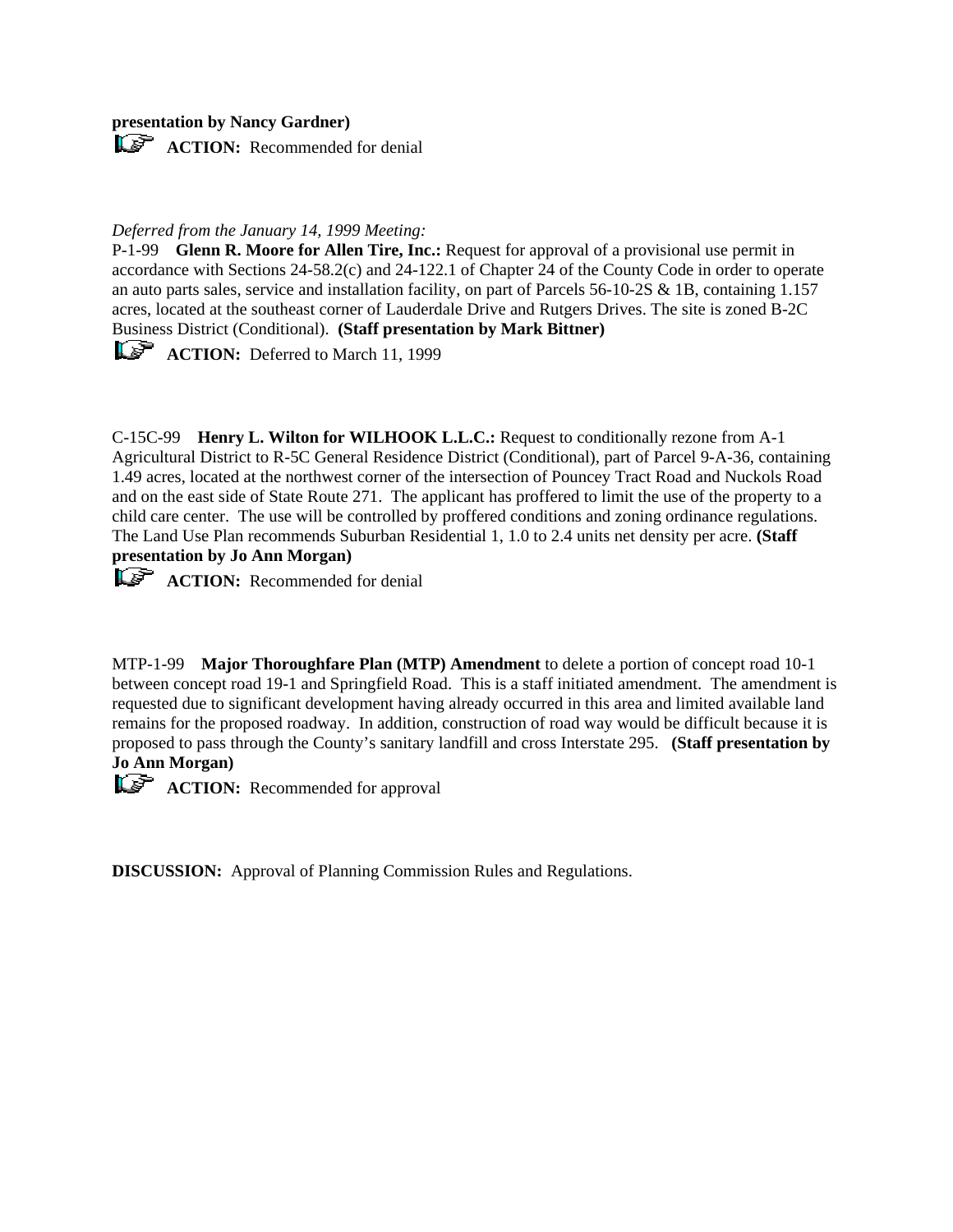**presentation by Nancy Gardner)**

**ACTION:** Recommended for denial

*Deferred from the January 14, 1999 Meeting:*

P-1-99 **Glenn R. Moore for Allen Tire, Inc.:** Request for approval of a provisional use permit in accordance with Sections 24-58.2(c) and 24-122.1 of Chapter 24 of the County Code in order to operate an auto parts sales, service and installation facility, on part of Parcels 56-10-2S & 1B, containing 1.157 acres, located at the southeast corner of Lauderdale Drive and Rutgers Drives. The site is zoned B-2C Business District (Conditional). **(Staff presentation by Mark Bittner)**

**ACTION:** Deferred to March 11, 1999

C-15C-99 **Henry L. Wilton for WILHOOK L.L.C.:** Request to conditionally rezone from A-1 Agricultural District to R-5C General Residence District (Conditional), part of Parcel 9-A-36, containing 1.49 acres, located at the northwest corner of the intersection of Pouncey Tract Road and Nuckols Road and on the east side of State Route 271. The applicant has proffered to limit the use of the property to a child care center. The use will be controlled by proffered conditions and zoning ordinance regulations. The Land Use Plan recommends Suburban Residential 1, 1.0 to 2.4 units net density per acre. **(Staff presentation by Jo Ann Morgan)**

**ACTION:** Recommended for denial

MTP-1-99 **Major Thoroughfare Plan (MTP) Amendment** to delete a portion of concept road 10-1 between concept road 19-1 and Springfield Road. This is a staff initiated amendment. The amendment is requested due to significant development having already occurred in this area and limited available land remains for the proposed roadway. In addition, construction of road way would be difficult because it is proposed to pass through the County's sanitary landfill and cross Interstate 295. **(Staff presentation by Jo Ann Morgan)**

**ACTION:** Recommended for approval

**DISCUSSION:** Approval of Planning Commission Rules and Regulations.